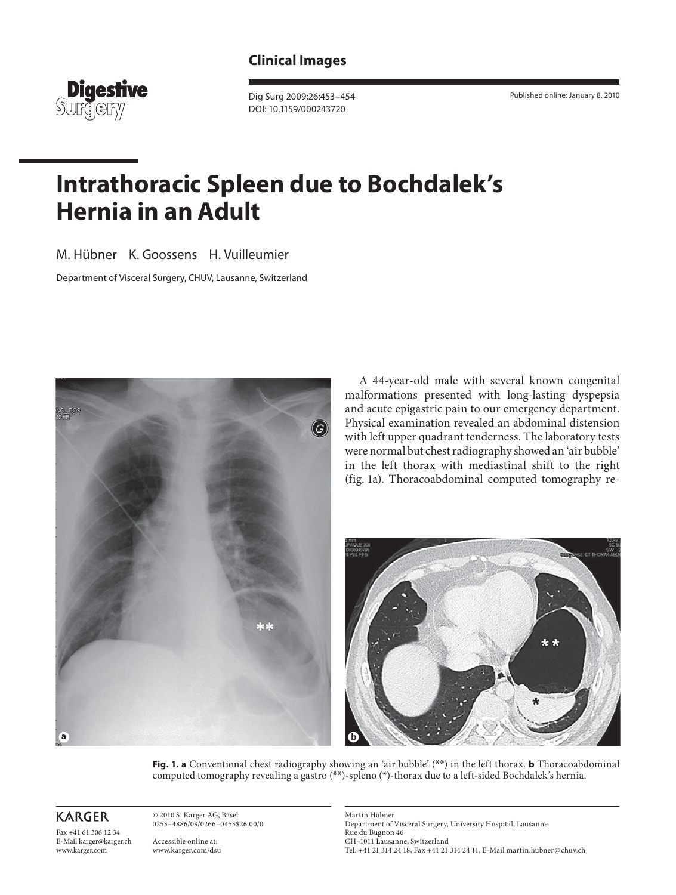**Clinical Images**

# Intrathoracic Spleen due to Bochdalek's Hernia in an Adult

M. Hübner K. Goossens H. Vuilleumier

Department of Visceral Surgery, CHUV, Lausanne, Switzerland

A 44-year-old male with several known congenital malformations presented with long-lasting dyspepsia and acute epigastric pain to our emergency department. Physical examination revealed an abdominal distension with left upper quadrant tenderness. The laboratory tests were normal but chest radiography showed an 'air bubble' in the left thorax with mediastinal shift to the right (fig. 1a). Thoracoabdominal computed tomography re-

**Fig. 1. a** Conventional chest radiography showing an 'air bubble' (**) in the left thorax. **b** Thoracoabdominal computed tomography revealing a gastro (**)-spleno (*)-thorax due to a left-sided Bochdalek's hernia.

KARGER

Fax +41 61 306 12 34
E-Mail karger@karger.ch
www.karger.com

© 2010 S. Karger AG, Basel
0253–4886/09/0266–0453$26.00/0

Accessible online at:
www.karger.com/dsu

Martin Hübner
Department of Visceral Surgery, University Hospital, Lausanne
Rue du Bugnon 46
CH–1011 Lausanne, Switzerland
Tel. +41 21 314 24 18, Fax +41 21 314 24 11, E-Mail martin.hubner@chuv.ch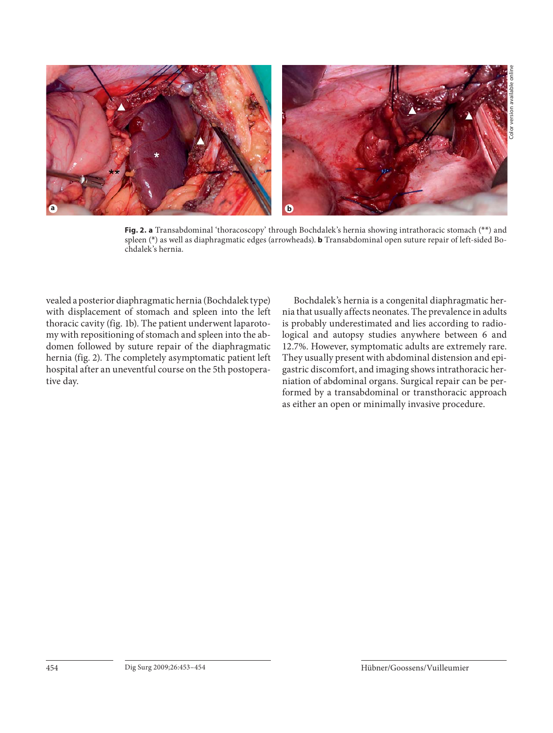**Fig. 2. a** Transabdominal 'thoracoscopy' through Bochdalek's hernia showing intrathoracic stomach (**) and spleen (*) as well as diaphragmatic edges (arrowheads). **b** Transabdominal open suture repair of left-sided Bochdalek's hernia.

vealed a posterior diaphragmatic hernia (Bochdalek type) with displacement of stomach and spleen into the left thoracic cavity (fig. 1b). The patient underwent laparotomy with repositioning of stomach and spleen into the abdomen followed by suture repair of the diaphragmatic hernia (fig. 2). The completely asymptomatic patient left hospital after an uneventful course on the 5th postoperative day.

Bochdalek's hernia is a congenital diaphragmatic hernia that usually affects neonates. The prevalence in adults is probably underestimated and lies according to radiological and autopsy studies anywhere between 6 and 12.7%. However, symptomatic adults are extremely rare. They usually present with abdominal distension and epigastric discomfort, and imaging shows intrathoracic herniation of abdominal organs. Surgical repair can be performed by a transabdominal or transthoracic approach as either an open or minimally invasive procedure.